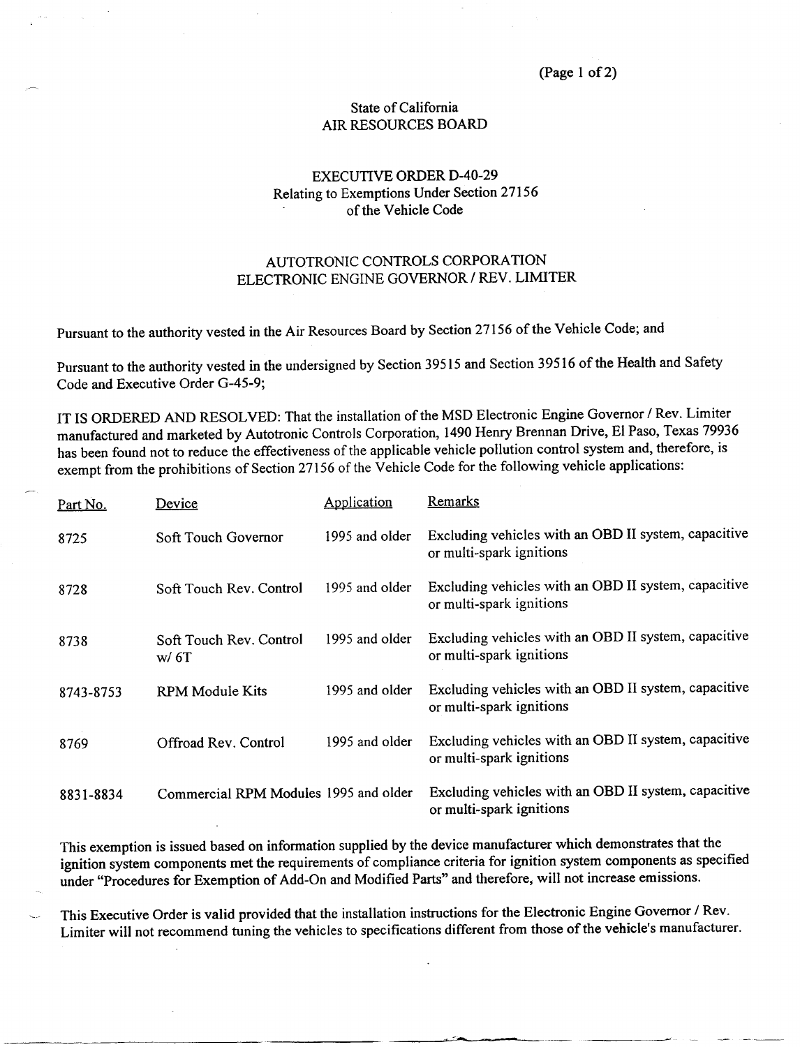State of California
AIR RESOURCES BOARD

EXECUTIVE ORDER D-40-29
Relating to Exemptions Under Section 27156
of the Vehicle Code

AUTOTRONIC CONTROLS CORPORATION
ELECTRONIC ENGINE GOVERNOR / REV. LIMITER

Pursuant to the authority vested in the Air Resources Board by Section 27156 of the Vehicle Code; and

Pursuant to the authority vested in the undersigned by Section 39515 and Section 39516 of the Health and Safety Code and Executive Order G-45-9;

IT IS ORDERED AND RESOLVED: That the installation of the MSD Electronic Engine Governor / Rev. Limiter manufactured and marketed by Autotronic Controls Corporation, 1490 Henry Brennan Drive, El Paso, Texas 79936 has been found not to reduce the effectiveness of the applicable vehicle pollution control system and, therefore, is exempt from the prohibitions of Section 27156 of the Vehicle Code for the following vehicle applications:

| Part No. | Device | Application | Remarks |
|---|---|---|---|
| 8725 | Soft Touch Governor | 1995 and older | Excluding vehicles with an OBD II system, capacitive or multi-spark ignitions |
| 8728 | Soft Touch Rev. Control | 1995 and older | Excluding vehicles with an OBD II system, capacitive or multi-spark ignitions |
| 8738 | Soft Touch Rev. Control w/ 6T | 1995 and older | Excluding vehicles with an OBD II system, capacitive or multi-spark ignitions |
| 8743-8753 | RPM Module Kits | 1995 and older | Excluding vehicles with an OBD II system, capacitive or multi-spark ignitions |
| 8769 | Offroad Rev. Control | 1995 and older | Excluding vehicles with an OBD II system, capacitive or multi-spark ignitions |
| 8831-8834 | Commercial RPM Modules | 1995 and older | Excluding vehicles with an OBD II system, capacitive or multi-spark ignitions |

This exemption is issued based on information supplied by the device manufacturer which demonstrates that the ignition system components met the requirements of compliance criteria for ignition system components as specified under "Procedures for Exemption of Add-On and Modified Parts" and therefore, will not increase emissions.

This Executive Order is valid provided that the installation instructions for the Electronic Engine Governor / Rev. Limiter will not recommend tuning the vehicles to specifications different from those of the vehicle's manufacturer.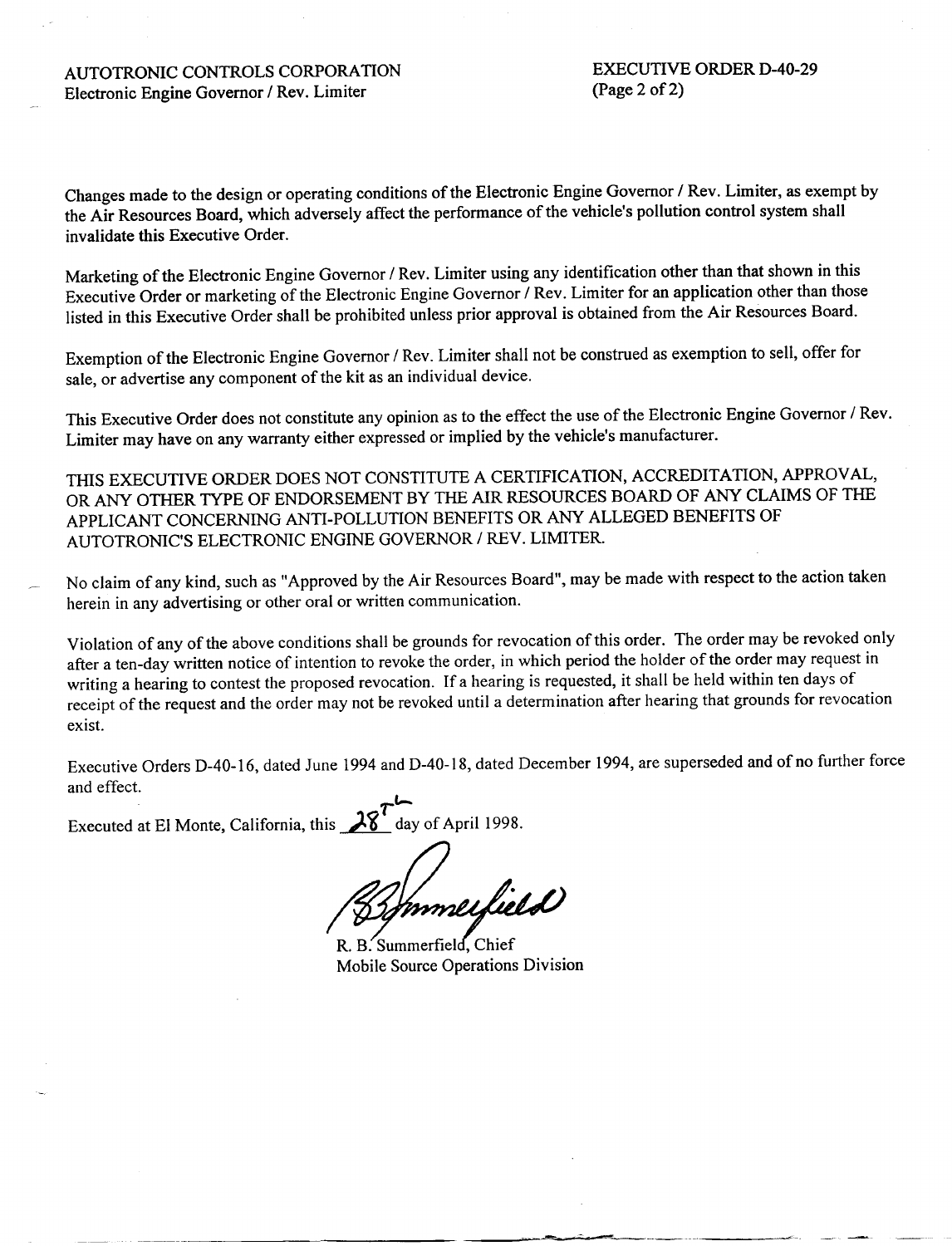Changes made to the design or operating conditions of the Electronic Engine Governor / Rev. Limiter, as exempt by the Air Resources Board, which adversely affect the performance of the vehicle's pollution control system shall invalidate this Executive Order.

Marketing of the Electronic Engine Governor / Rev. Limiter using any identification other than that shown in this Executive Order or marketing of the Electronic Engine Governor / Rev. Limiter for an application other than those listed in this Executive Order shall be prohibited unless prior approval is obtained from the Air Resources Board.

Exemption of the Electronic Engine Governor / Rev. Limiter shall not be construed as exemption to sell, offer for sale, or advertise any component of the kit as an individual device.

This Executive Order does not constitute any opinion as to the effect the use of the Electronic Engine Governor / Rev. Limiter may have on any warranty either expressed or implied by the vehicle's manufacturer.

THIS EXECUTIVE ORDER DOES NOT CONSTITUTE A CERTIFICATION, ACCREDITATION, APPROVAL, OR ANY OTHER TYPE OF ENDORSEMENT BY THE AIR RESOURCES BOARD OF ANY CLAIMS OF THE APPLICANT CONCERNING ANTI-POLLUTION BENEFITS OR ANY ALLEGED BENEFITS OF AUTOTRONIC'S ELECTRONIC ENGINE GOVERNOR / REV. LIMITER.

No claim of any kind, such as "Approved by the Air Resources Board", may be made with respect to the action taken herein in any advertising or other oral or written communication.

Violation of any of the above conditions shall be grounds for revocation of this order. The order may be revoked only after a ten-day written notice of intention to revoke the order, in which period the holder of the order may request in writing a hearing to contest the proposed revocation. If a hearing is requested, it shall be held within ten days of receipt of the request and the order may not be revoked until a determination after hearing that grounds for revocation exist.

Executive Orders D-40-16, dated June 1994 and D-40-18, dated December 1994, are superseded and of no further force and effect.

Executed at El Monte, California, this 28th day of April 1998.

R. B. Summerfield, Chief
Mobile Source Operations Division